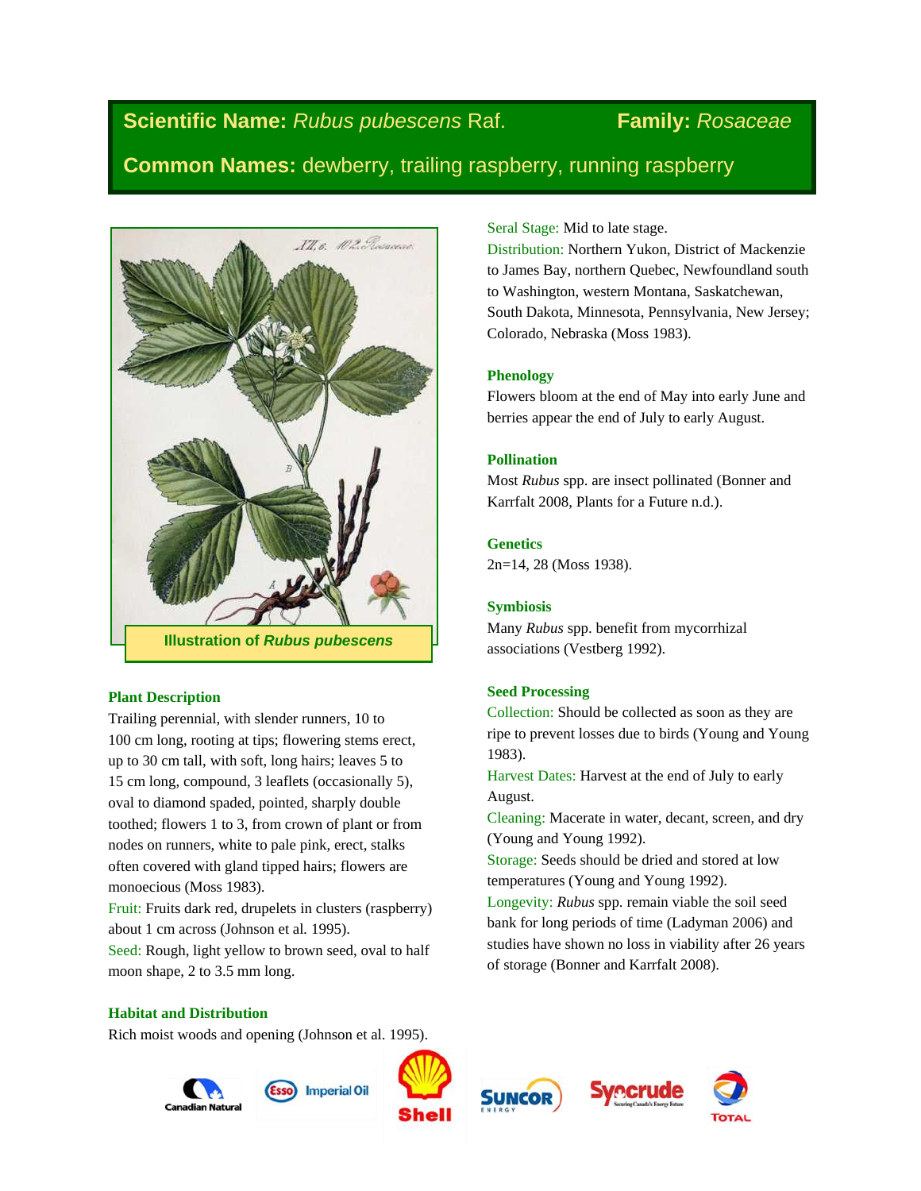**Scientific Name:** *Rubus pubescens* Raf. **Family:** *Rosaceae*

**Common Names:** dewberry, trailing raspberry, running raspberry

**Illustration of *Rubus pubescens***

### Plant Description

Trailing perennial, with slender runners, 10 to 100 cm long, rooting at tips; flowering stems erect, up to 30 cm tall, with soft, long hairs; leaves 5 to 15 cm long, compound, 3 leaflets (occasionally 5), oval to diamond spaded, pointed, sharply double toothed; flowers 1 to 3, from crown of plant or from nodes on runners, white to pale pink, erect, stalks often covered with gland tipped hairs; flowers are monoecious (Moss 1983).

Fruit: Fruits dark red, drupelets in clusters (raspberry) about 1 cm across (Johnson et al. 1995).

Seed: Rough, light yellow to brown seed, oval to half moon shape, 2 to 3.5 mm long.

### Habitat and Distribution

Rich moist woods and opening (Johnson et al. 1995).

Seral Stage: Mid to late stage.

Distribution: Northern Yukon, District of Mackenzie to James Bay, northern Quebec, Newfoundland south to Washington, western Montana, Saskatchewan, South Dakota, Minnesota, Pennsylvania, New Jersey; Colorado, Nebraska (Moss 1983).

### Phenology

Flowers bloom at the end of May into early June and berries appear the end of July to early August.

### Pollination

Most *Rubus* spp. are insect pollinated (Bonner and Karrfalt 2008, Plants for a Future n.d.).

### Genetics

2n=14, 28 (Moss 1938).

### Symbiosis

Many *Rubus* spp. benefit from mycorrhizal associations (Vestberg 1992).

### Seed Processing

Collection: Should be collected as soon as they are ripe to prevent losses due to birds (Young and Young 1983).

Harvest Dates: Harvest at the end of July to early August.

Cleaning: Macerate in water, decant, screen, and dry (Young and Young 1992).

Storage: Seeds should be dried and stored at low temperatures (Young and Young 1992).

Longevity: *Rubus* spp. remain viable the soil seed bank for long periods of time (Ladyman 2006) and studies have shown no loss in viability after 26 years of storage (Bonner and Karrfalt 2008).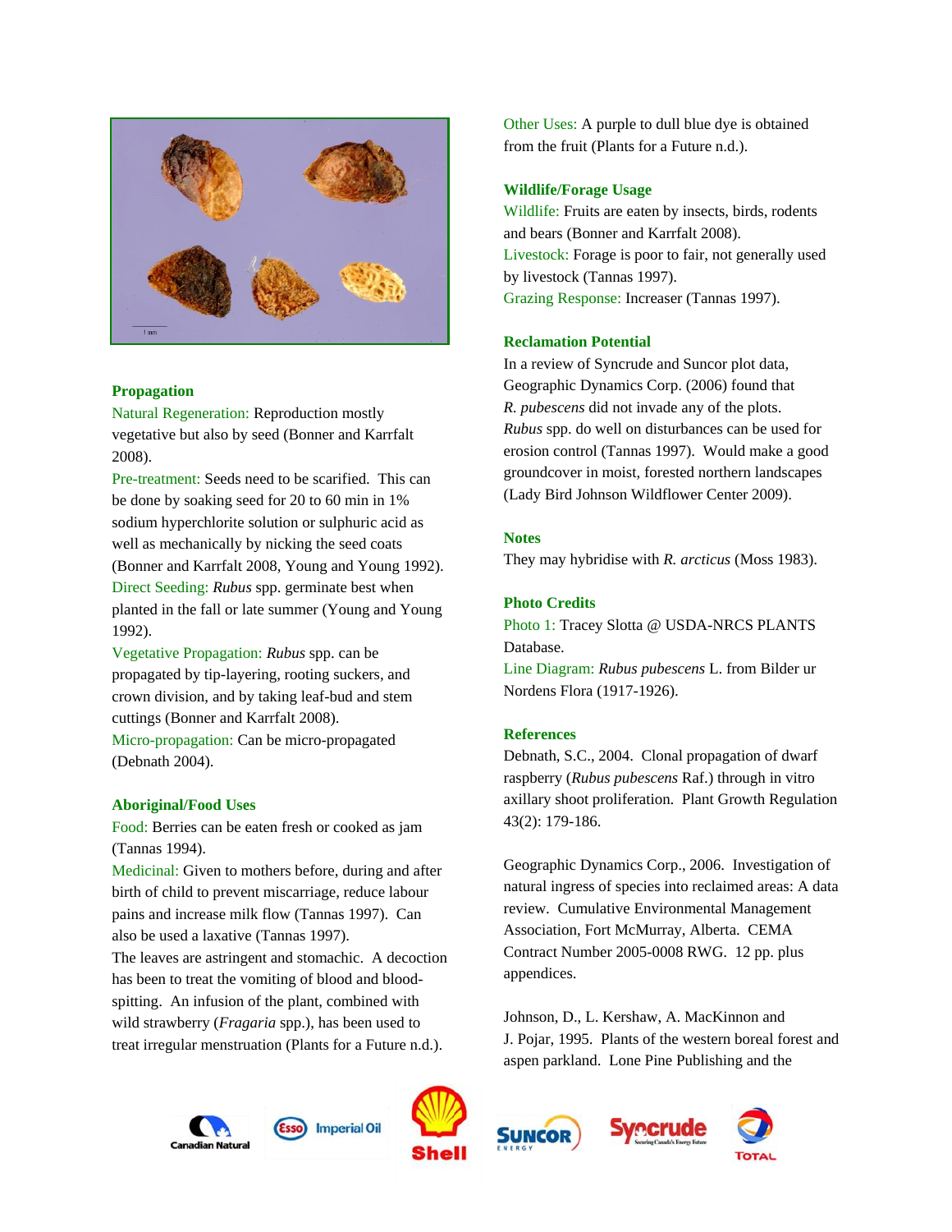## Propagation

Natural Regeneration: Reproduction mostly vegetative but also by seed (Bonner and Karrfalt 2008).
Pre-treatment: Seeds need to be scarified. This can be done by soaking seed for 20 to 60 min in 1% sodium hyperchlorite solution or sulphuric acid as well as mechanically by nicking the seed coats (Bonner and Karrfalt 2008, Young and Young 1992).
Direct Seeding: *Rubus* spp. germinate best when planted in the fall or late summer (Young and Young 1992).
Vegetative Propagation: *Rubus* spp. can be propagated by tip-layering, rooting suckers, and crown division, and by taking leaf-bud and stem cuttings (Bonner and Karrfalt 2008).
Micro-propagation: Can be micro-propagated (Debnath 2004).

## Aboriginal/Food Uses

Food: Berries can be eaten fresh or cooked as jam (Tannas 1994).
Medicinal: Given to mothers before, during and after birth of child to prevent miscarriage, reduce labour pains and increase milk flow (Tannas 1997). Can also be used a laxative (Tannas 1997).
The leaves are astringent and stomachic. A decoction has been to treat the vomiting of blood and blood-spitting. An infusion of the plant, combined with wild strawberry (*Fragaria* spp.), has been used to treat irregular menstruation (Plants for a Future n.d.).
Other Uses: A purple to dull blue dye is obtained from the fruit (Plants for a Future n.d.).

## Wildlife/Forage Usage

Wildlife: Fruits are eaten by insects, birds, rodents and bears (Bonner and Karrfalt 2008).
Livestock: Forage is poor to fair, not generally used by livestock (Tannas 1997).
Grazing Response: Increaser (Tannas 1997).

## Reclamation Potential

In a review of Syncrude and Suncor plot data, Geographic Dynamics Corp. (2006) found that *R. pubescens* did not invade any of the plots. *Rubus* spp. do well on disturbances can be used for erosion control (Tannas 1997). Would make a good groundcover in moist, forested northern landscapes (Lady Bird Johnson Wildflower Center 2009).

## Notes

They may hybridise with *R. arcticus* (Moss 1983).

## Photo Credits

Photo 1: Tracey Slotta @ USDA-NRCS PLANTS Database.
Line Diagram: *Rubus pubescens* L. from Bilder ur Nordens Flora (1917-1926).

## References

Debnath, S.C., 2004. Clonal propagation of dwarf raspberry (*Rubus pubescens* Raf.) through in vitro axillary shoot proliferation. Plant Growth Regulation 43(2): 179-186.

Geographic Dynamics Corp., 2006. Investigation of natural ingress of species into reclaimed areas: A data review. Cumulative Environmental Management Association, Fort McMurray, Alberta. CEMA Contract Number 2005-0008 RWG. 12 pp. plus appendices.

Johnson, D., L. Kershaw, A. MacKinnon and J. Pojar, 1995. Plants of the western boreal forest and aspen parkland. Lone Pine Publishing and the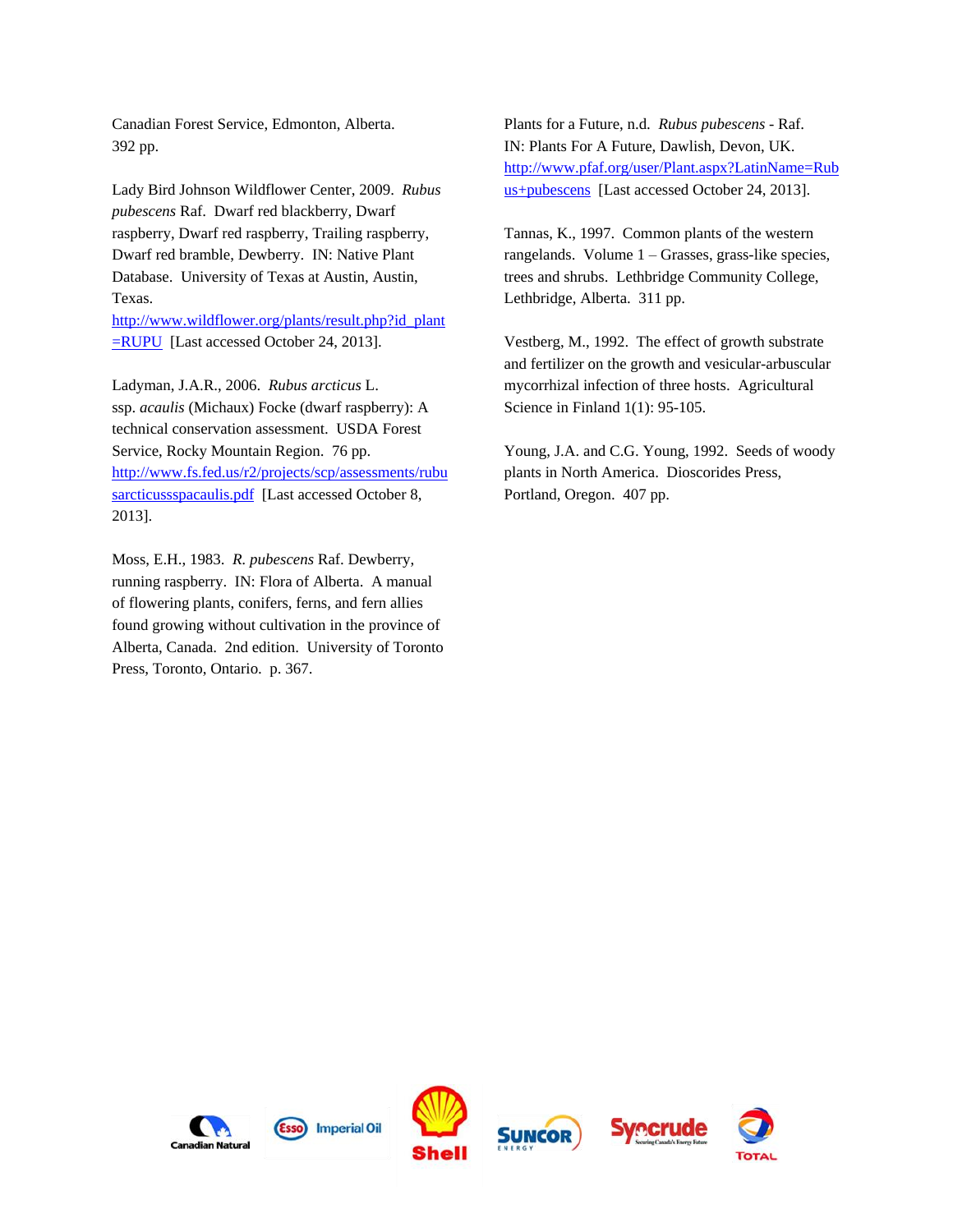Canadian Forest Service, Edmonton, Alberta. 392 pp.

Lady Bird Johnson Wildflower Center, 2009. *Rubus pubescens* Raf. Dwarf red blackberry, Dwarf raspberry, Dwarf red raspberry, Trailing raspberry, Dwarf red bramble, Dewberry. IN: Native Plant Database. University of Texas at Austin, Austin, Texas. http://www.wildflower.org/plants/result.php?id_plant=RUPU [Last accessed October 24, 2013].

Ladyman, J.A.R., 2006. *Rubus arcticus* L. ssp. *acaulis* (Michaux) Focke (dwarf raspberry): A technical conservation assessment. USDA Forest Service, Rocky Mountain Region. 76 pp. http://www.fs.fed.us/r2/projects/scp/assessments/rubusarcticussspacaulis.pdf [Last accessed October 8, 2013].

Moss, E.H., 1983. *R. pubescens* Raf. Dewberry, running raspberry. IN: Flora of Alberta. A manual of flowering plants, conifers, ferns, and fern allies found growing without cultivation in the province of Alberta, Canada. 2nd edition. University of Toronto Press, Toronto, Ontario. p. 367.

Plants for a Future, n.d. *Rubus pubescens* - Raf. IN: Plants For A Future, Dawlish, Devon, UK. http://www.pfaf.org/user/Plant.aspx?LatinName=Rubus+pubescens [Last accessed October 24, 2013].

Tannas, K., 1997. Common plants of the western rangelands. Volume 1 – Grasses, grass-like species, trees and shrubs. Lethbridge Community College, Lethbridge, Alberta. 311 pp.

Vestberg, M., 1992. The effect of growth substrate and fertilizer on the growth and vesicular-arbuscular mycorrhizal infection of three hosts. Agricultural Science in Finland 1(1): 95-105.

Young, J.A. and C.G. Young, 1992. Seeds of woody plants in North America. Dioscorides Press, Portland, Oregon. 407 pp.